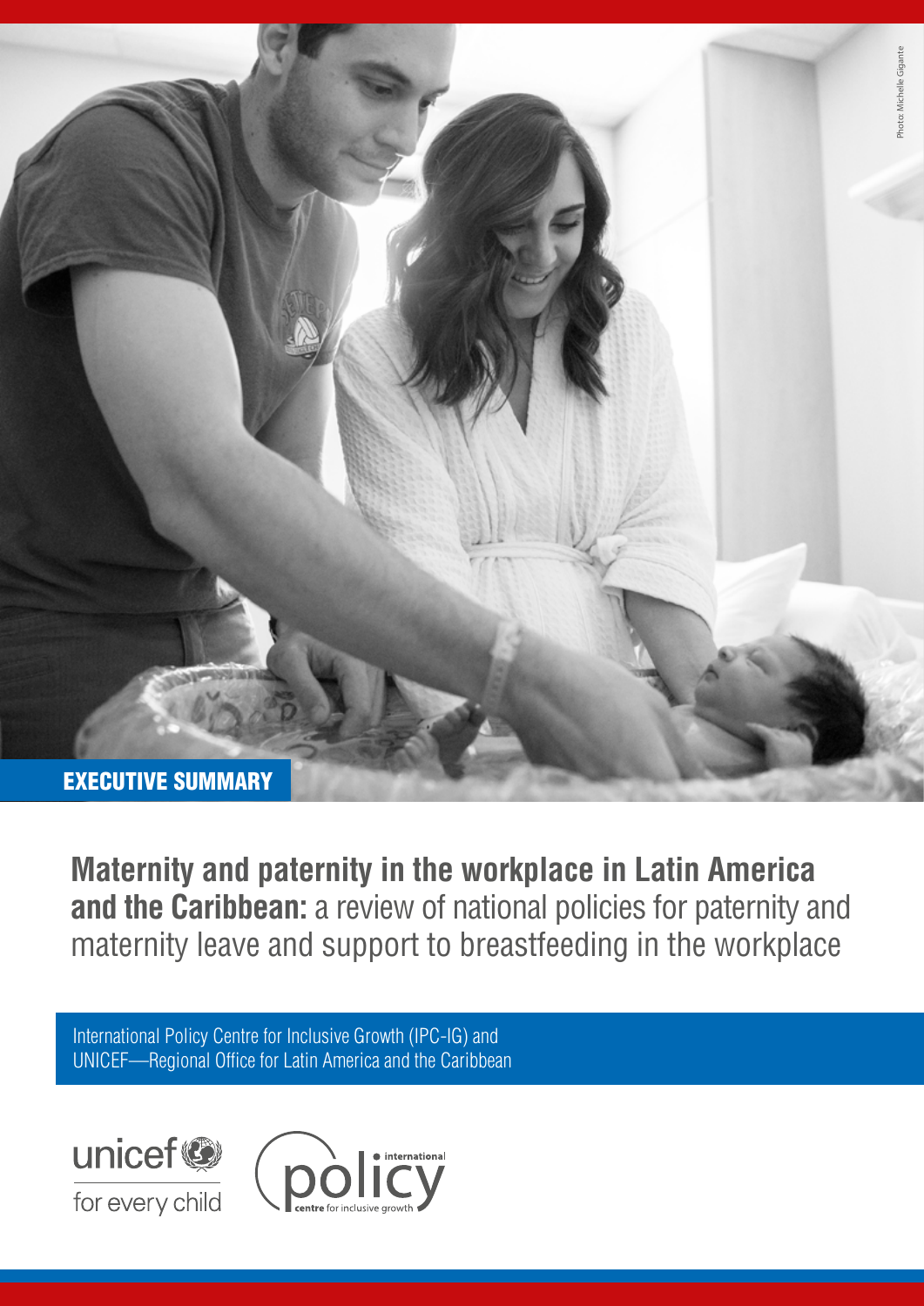Photo: Michelle Gigante

EXECUTIVE SUMMARY

# **Maternity and paternity in the workplace in Latin America and the Caribbean:** a review of national policies for paternity and maternity leave and support to breastfeeding in the workplace

International Policy Centre for Inclusive Growth (IPC-IG) and UNICEF—Regional Office for Latin America and the Caribbean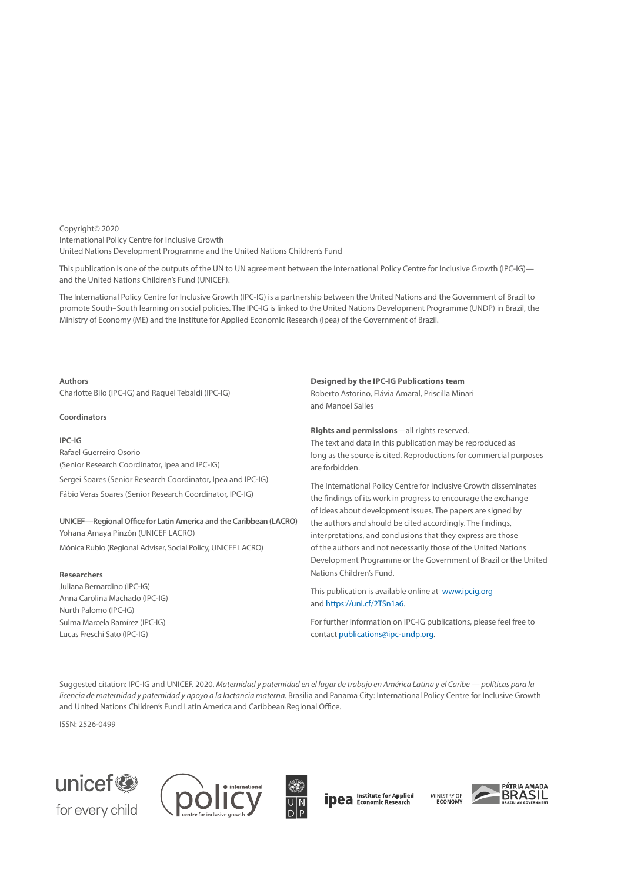Copyright© 2020
International Policy Centre for Inclusive Growth
United Nations Development Programme and the United Nations Children's Fund

This publication is one of the outputs of the UN to UN agreement between the International Policy Centre for Inclusive Growth (IPC-IG)—and the United Nations Children's Fund (UNICEF).

The International Policy Centre for Inclusive Growth (IPC-IG) is a partnership between the United Nations and the Government of Brazil to promote South–South learning on social policies. The IPC-IG is linked to the United Nations Development Programme (UNDP) in Brazil, the Ministry of Economy (ME) and the Institute for Applied Economic Research (Ipea) of the Government of Brazil.

**Authors**
Charlotte Bilo (IPC-IG) and Raquel Tebaldi (IPC-IG)

**Coordinators**

**IPC-IG**
Rafael Guerreiro Osorio
(Senior Research Coordinator, Ipea and IPC-IG)
Sergei Soares (Senior Research Coordinator, Ipea and IPC-IG)
Fábio Veras Soares (Senior Research Coordinator, IPC-IG)

**UNICEF—Regional Office for Latin America and the Caribbean (LACRO)**
Yohana Amaya Pinzón (UNICEF LACRO)
Mónica Rubio (Regional Adviser, Social Policy, UNICEF LACRO)

**Researchers**
Juliana Bernardino (IPC-IG)
Anna Carolina Machado (IPC-IG)
Nurth Palomo (IPC-IG)
Sulma Marcela Ramírez (IPC-IG)
Lucas Freschi Sato (IPC-IG)

**Designed by the IPC-IG Publications team**
Roberto Astorino, Flávia Amaral, Priscilla Minari and Manoel Salles

**Rights and permissions**—all rights reserved.
The text and data in this publication may be reproduced as long as the source is cited. Reproductions for commercial purposes are forbidden.

The International Policy Centre for Inclusive Growth disseminates the findings of its work in progress to encourage the exchange of ideas about development issues. The papers are signed by the authors and should be cited accordingly. The findings, interpretations, and conclusions that they express are those of the authors and not necessarily those of the United Nations Development Programme or the Government of Brazil or the United Nations Children's Fund.

This publication is available online at www.ipcig.org and https://uni.cf/2TSn1a6.

For further information on IPC-IG publications, please feel free to contact publications@ipc-undp.org.

Suggested citation: IPC-IG and UNICEF. 2020. *Maternidad y paternidad en el lugar de trabajo en América Latina y el Caribe — políticas para la licencia de maternidad y paternidad y apoyo a la lactancia materna.* Brasilia and Panama City: International Policy Centre for Inclusive Growth and United Nations Children's Fund Latin America and Caribbean Regional Office.

ISSN: 2526-0499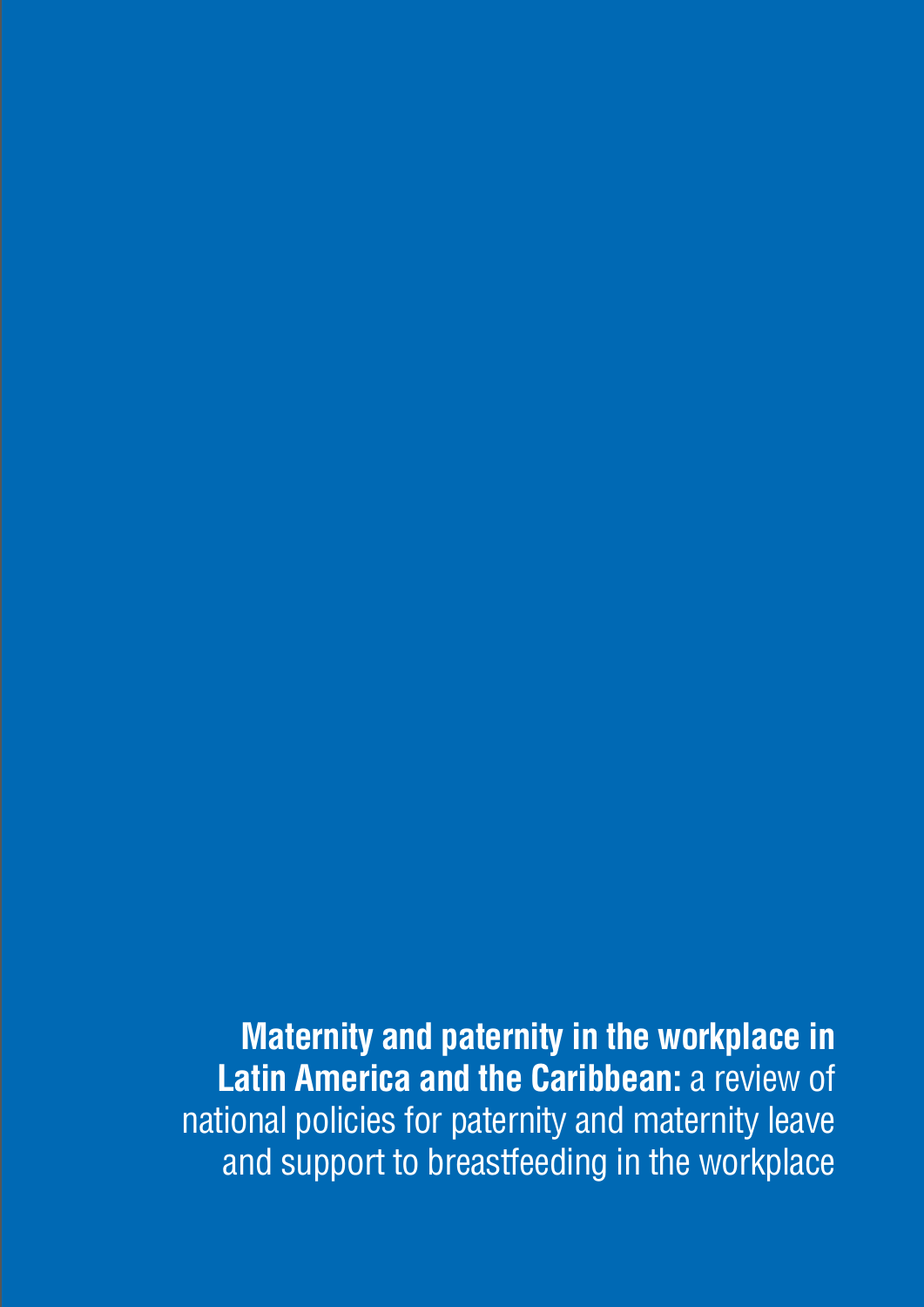**Maternity and paternity in the workplace in Latin America and the Caribbean:** a review of national policies for paternity and maternity leave and support to breastfeeding in the workplace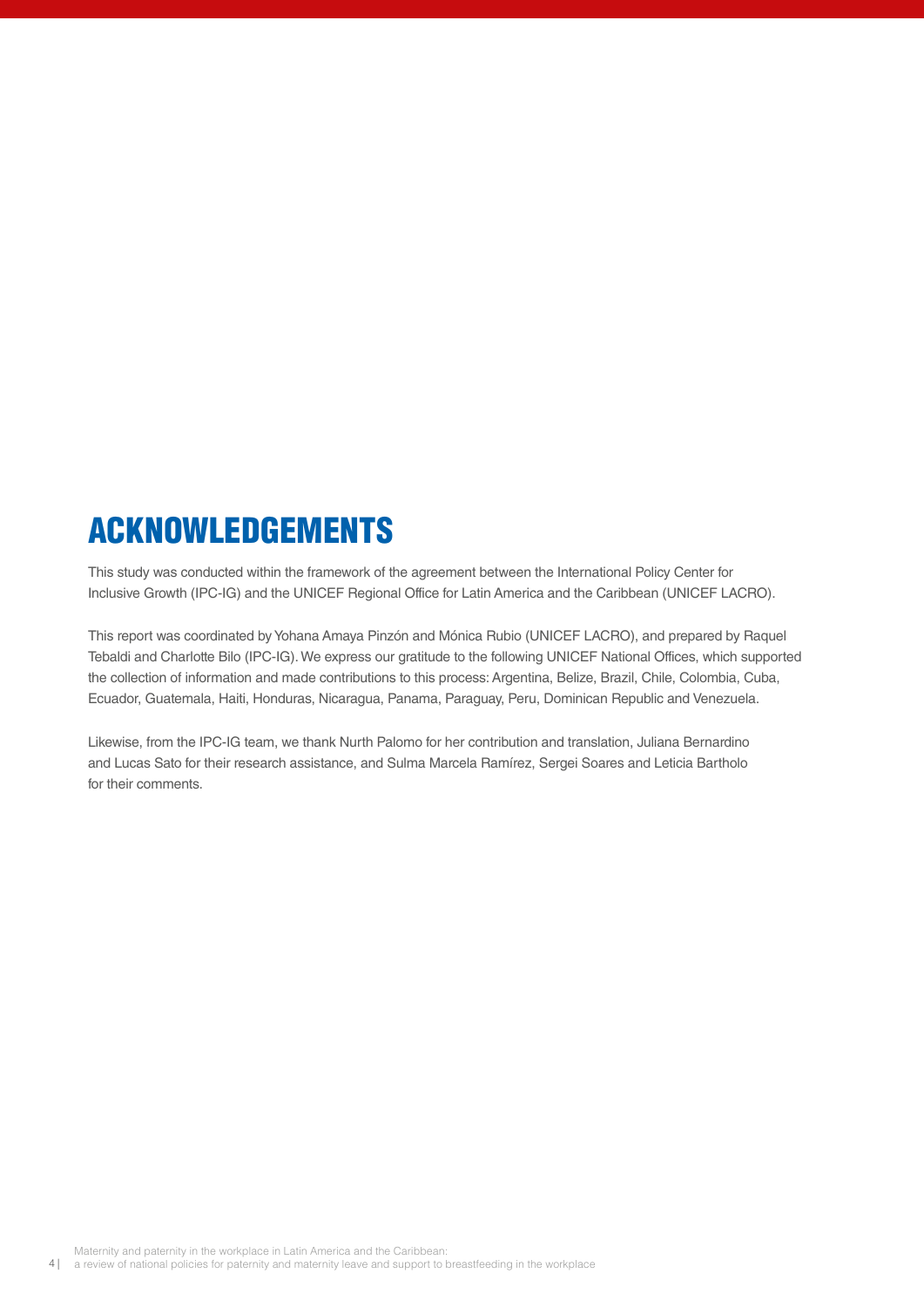# ACKNOWLEDGEMENTS

This study was conducted within the framework of the agreement between the International Policy Center for Inclusive Growth (IPC-IG) and the UNICEF Regional Office for Latin America and the Caribbean (UNICEF LACRO).

This report was coordinated by Yohana Amaya Pinzón and Mónica Rubio (UNICEF LACRO), and prepared by Raquel Tebaldi and Charlotte Bilo (IPC-IG). We express our gratitude to the following UNICEF National Offices, which supported the collection of information and made contributions to this process: Argentina, Belize, Brazil, Chile, Colombia, Cuba, Ecuador, Guatemala, Haiti, Honduras, Nicaragua, Panama, Paraguay, Peru, Dominican Republic and Venezuela.

Likewise, from the IPC-IG team, we thank Nurth Palomo for her contribution and translation, Juliana Bernardino and Lucas Sato for their research assistance, and Sulma Marcela Ramírez, Sergei Soares and Leticia Bartholo for their comments.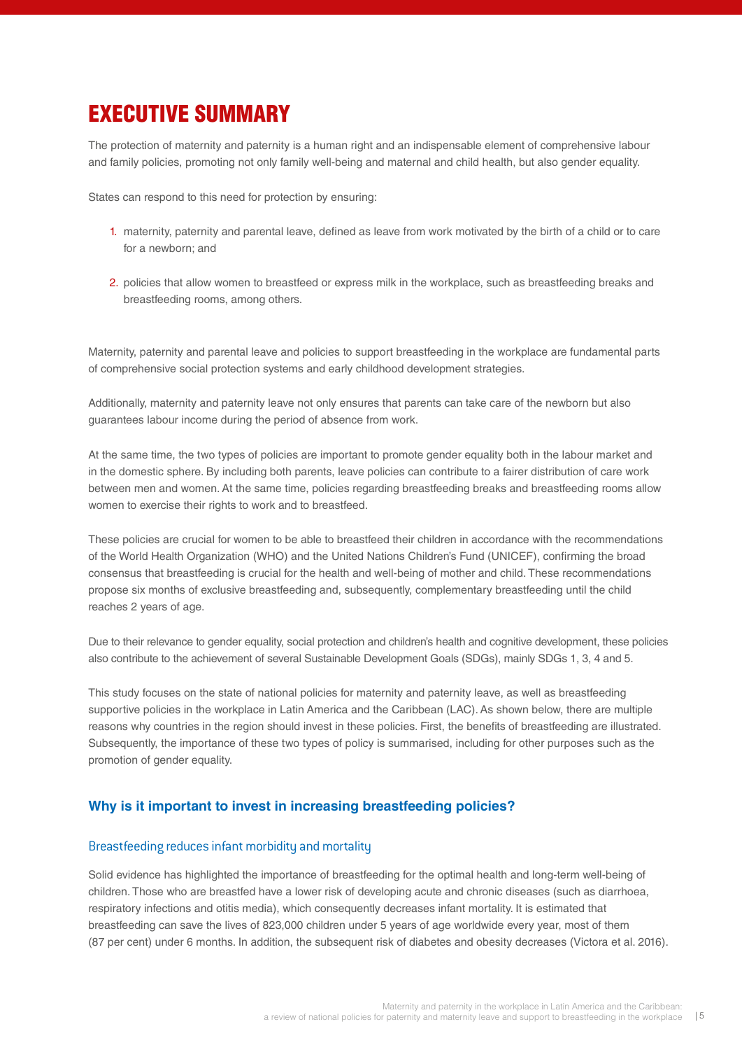# EXECUTIVE SUMMARY

The protection of maternity and paternity is a human right and an indispensable element of comprehensive labour and family policies, promoting not only family well-being and maternal and child health, but also gender equality.

States can respond to this need for protection by ensuring:

1. maternity, paternity and parental leave, defined as leave from work motivated by the birth of a child or to care for a newborn; and
2. policies that allow women to breastfeed or express milk in the workplace, such as breastfeeding breaks and breastfeeding rooms, among others.

Maternity, paternity and parental leave and policies to support breastfeeding in the workplace are fundamental parts of comprehensive social protection systems and early childhood development strategies.

Additionally, maternity and paternity leave not only ensures that parents can take care of the newborn but also guarantees labour income during the period of absence from work.

At the same time, the two types of policies are important to promote gender equality both in the labour market and in the domestic sphere. By including both parents, leave policies can contribute to a fairer distribution of care work between men and women. At the same time, policies regarding breastfeeding breaks and breastfeeding rooms allow women to exercise their rights to work and to breastfeed.

These policies are crucial for women to be able to breastfeed their children in accordance with the recommendations of the World Health Organization (WHO) and the United Nations Children's Fund (UNICEF), confirming the broad consensus that breastfeeding is crucial for the health and well-being of mother and child. These recommendations propose six months of exclusive breastfeeding and, subsequently, complementary breastfeeding until the child reaches 2 years of age.

Due to their relevance to gender equality, social protection and children's health and cognitive development, these policies also contribute to the achievement of several Sustainable Development Goals (SDGs), mainly SDGs 1, 3, 4 and 5.

This study focuses on the state of national policies for maternity and paternity leave, as well as breastfeeding supportive policies in the workplace in Latin America and the Caribbean (LAC). As shown below, there are multiple reasons why countries in the region should invest in these policies. First, the benefits of breastfeeding are illustrated. Subsequently, the importance of these two types of policy is summarised, including for other purposes such as the promotion of gender equality.

## Why is it important to invest in increasing breastfeeding policies?

### Breastfeeding reduces infant morbidity and mortality

Solid evidence has highlighted the importance of breastfeeding for the optimal health and long-term well-being of children. Those who are breastfed have a lower risk of developing acute and chronic diseases (such as diarrhoea, respiratory infections and otitis media), which consequently decreases infant mortality. It is estimated that breastfeeding can save the lives of 823,000 children under 5 years of age worldwide every year, most of them (87 per cent) under 6 months. In addition, the subsequent risk of diabetes and obesity decreases (Victora et al. 2016).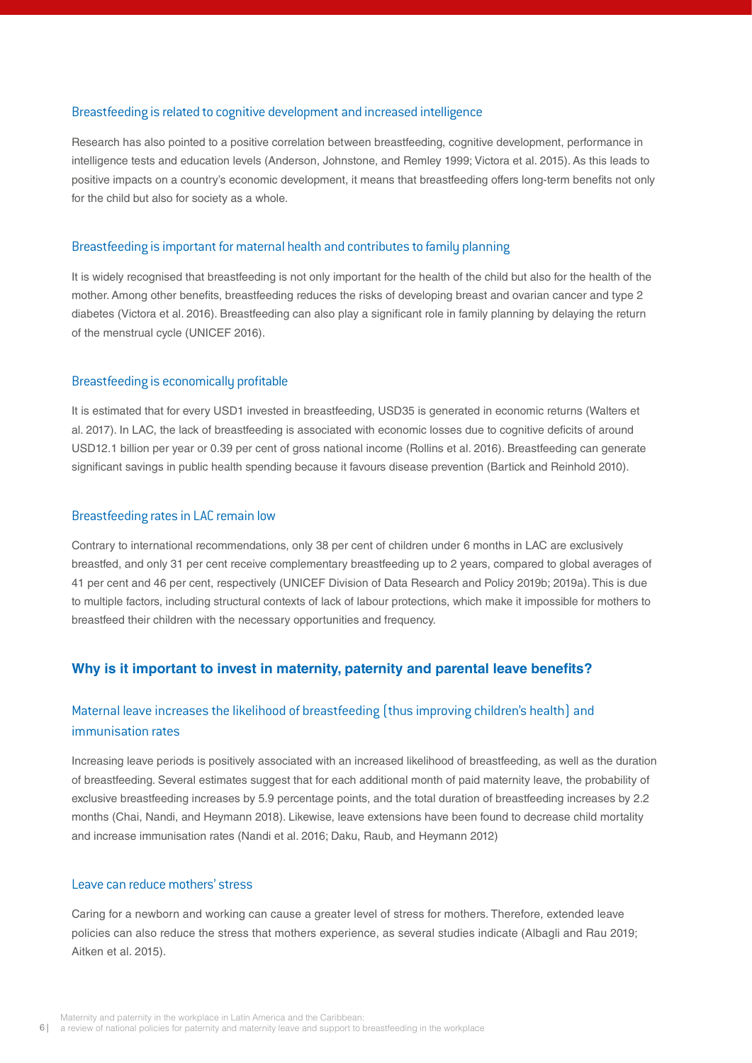### Breastfeeding is related to cognitive development and increased intelligence

Research has also pointed to a positive correlation between breastfeeding, cognitive development, performance in intelligence tests and education levels (Anderson, Johnstone, and Remley 1999; Victora et al. 2015). As this leads to positive impacts on a country's economic development, it means that breastfeeding offers long-term benefits not only for the child but also for society as a whole.

### Breastfeeding is important for maternal health and contributes to family planning

It is widely recognised that breastfeeding is not only important for the health of the child but also for the health of the mother. Among other benefits, breastfeeding reduces the risks of developing breast and ovarian cancer and type 2 diabetes (Victora et al. 2016). Breastfeeding can also play a significant role in family planning by delaying the return of the menstrual cycle (UNICEF 2016).

### Breastfeeding is economically profitable

It is estimated that for every USD1 invested in breastfeeding, USD35 is generated in economic returns (Walters et al. 2017). In LAC, the lack of breastfeeding is associated with economic losses due to cognitive deficits of around USD12.1 billion per year or 0.39 per cent of gross national income (Rollins et al. 2016). Breastfeeding can generate significant savings in public health spending because it favours disease prevention (Bartick and Reinhold 2010).

### Breastfeeding rates in LAC remain low

Contrary to international recommendations, only 38 per cent of children under 6 months in LAC are exclusively breastfed, and only 31 per cent receive complementary breastfeeding up to 2 years, compared to global averages of 41 per cent and 46 per cent, respectively (UNICEF Division of Data Research and Policy 2019b; 2019a). This is due to multiple factors, including structural contexts of lack of labour protections, which make it impossible for mothers to breastfeed their children with the necessary opportunities and frequency.

## Why is it important to invest in maternity, paternity and parental leave benefits?

### Maternal leave increases the likelihood of breastfeeding (thus improving children's health) and immunisation rates

Increasing leave periods is positively associated with an increased likelihood of breastfeeding, as well as the duration of breastfeeding. Several estimates suggest that for each additional month of paid maternity leave, the probability of exclusive breastfeeding increases by 5.9 percentage points, and the total duration of breastfeeding increases by 2.2 months (Chai, Nandi, and Heymann 2018). Likewise, leave extensions have been found to decrease child mortality and increase immunisation rates (Nandi et al. 2016; Daku, Raub, and Heymann 2012)

### Leave can reduce mothers' stress

Caring for a newborn and working can cause a greater level of stress for mothers. Therefore, extended leave policies can also reduce the stress that mothers experience, as several studies indicate (Albagli and Rau 2019; Aitken et al. 2015).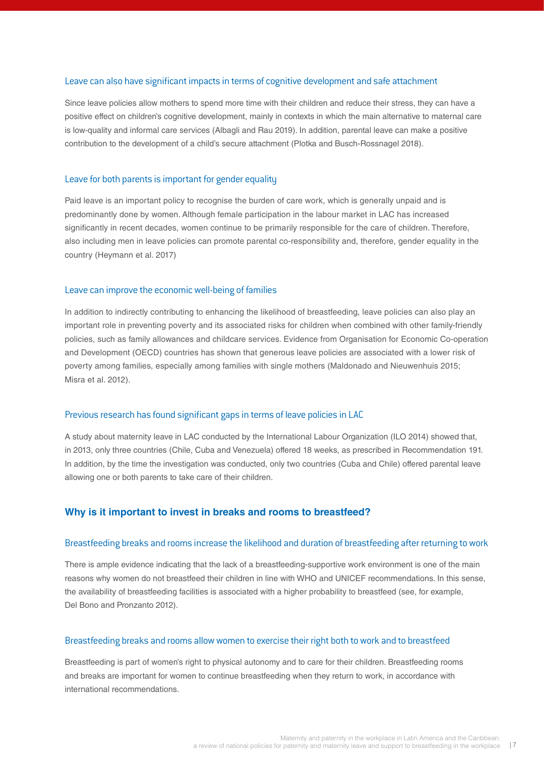### Leave can also have significant impacts in terms of cognitive development and safe attachment

Since leave policies allow mothers to spend more time with their children and reduce their stress, they can have a positive effect on children's cognitive development, mainly in contexts in which the main alternative to maternal care is low-quality and informal care services (Albagli and Rau 2019). In addition, parental leave can make a positive contribution to the development of a child's secure attachment (Plotka and Busch-Rossnagel 2018).

### Leave for both parents is important for gender equality

Paid leave is an important policy to recognise the burden of care work, which is generally unpaid and is predominantly done by women. Although female participation in the labour market in LAC has increased significantly in recent decades, women continue to be primarily responsible for the care of children. Therefore, also including men in leave policies can promote parental co-responsibility and, therefore, gender equality in the country (Heymann et al. 2017)

### Leave can improve the economic well-being of families

In addition to indirectly contributing to enhancing the likelihood of breastfeeding, leave policies can also play an important role in preventing poverty and its associated risks for children when combined with other family-friendly policies, such as family allowances and childcare services. Evidence from Organisation for Economic Co-operation and Development (OECD) countries has shown that generous leave policies are associated with a lower risk of poverty among families, especially among families with single mothers (Maldonado and Nieuwenhuis 2015; Misra et al. 2012).

### Previous research has found significant gaps in terms of leave policies in LAC

A study about maternity leave in LAC conducted by the International Labour Organization (ILO 2014) showed that, in 2013, only three countries (Chile, Cuba and Venezuela) offered 18 weeks, as prescribed in Recommendation 191. In addition, by the time the investigation was conducted, only two countries (Cuba and Chile) offered parental leave allowing one or both parents to take care of their children.

## Why is it important to invest in breaks and rooms to breastfeed?

### Breastfeeding breaks and rooms increase the likelihood and duration of breastfeeding after returning to work

There is ample evidence indicating that the lack of a breastfeeding-supportive work environment is one of the main reasons why women do not breastfeed their children in line with WHO and UNICEF recommendations. In this sense, the availability of breastfeeding facilities is associated with a higher probability to breastfeed (see, for example, Del Bono and Pronzanto 2012).

### Breastfeeding breaks and rooms allow women to exercise their right both to work and to breastfeed

Breastfeeding is part of women's right to physical autonomy and to care for their children. Breastfeeding rooms and breaks are important for women to continue breastfeeding when they return to work, in accordance with international recommendations.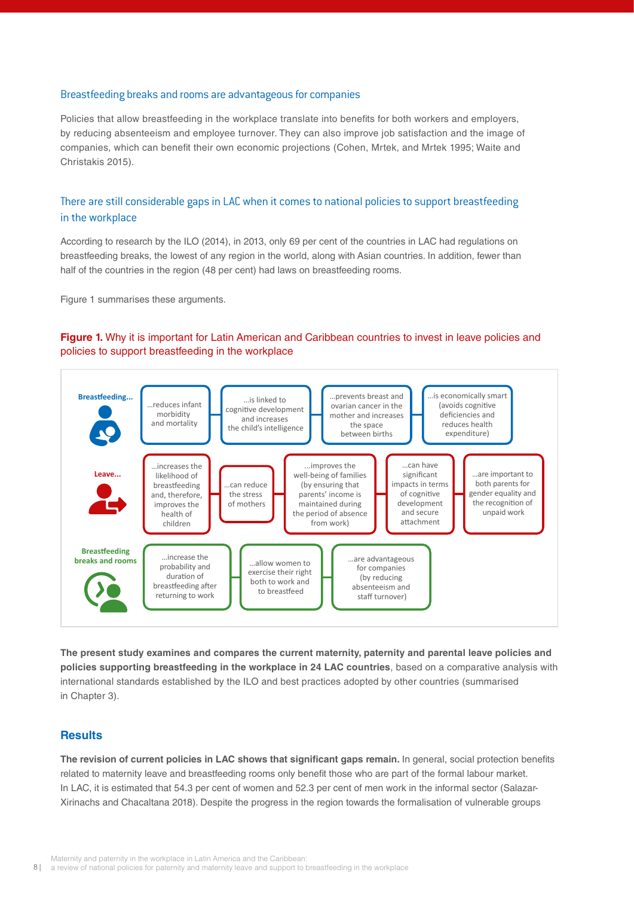### Breastfeeding breaks and rooms are advantageous for companies

Policies that allow breastfeeding in the workplace translate into benefits for both workers and employers, by reducing absenteeism and employee turnover. They can also improve job satisfaction and the image of companies, which can benefit their own economic projections (Cohen, Mrtek, and Mrtek 1995; Waite and Christakis 2015).

### There are still considerable gaps in LAC when it comes to national policies to support breastfeeding in the workplace

According to research by the ILO (2014), in 2013, only 69 per cent of the countries in LAC had regulations on breastfeeding breaks, the lowest of any region in the world, along with Asian countries. In addition, fewer than half of the countries in the region (48 per cent) had laws on breastfeeding rooms.

Figure 1 summarises these arguments.

**Figure 1.** Why it is important for Latin American and Caribbean countries to invest in leave policies and policies to support breastfeeding in the workplace

**Breastfeeding...**
- ...reduces infant morbidity and mortality
- ...is linked to cognitive development and increases the child's intelligence
- ...prevents breast and ovarian cancer in the mother and increases the space between births
- ...is economically smart (avoids cognitive deficiencies and reduces health expenditure)

**Leave...**
- ...increases the likelihood of breastfeeding and, therefore, improves the health of children
- ...can reduce the stress of mothers
- ...improves the well-being of families (by ensuring that parents' income is maintained during the period of absence from work)
- ...can have significant impacts in terms of cognitive development and secure attachment
- ...are important to both parents for gender equality and the recognition of unpaid work

**Breastfeeding breaks and rooms**
- ...increase the probability and duration of breastfeeding after returning to work
- ...allow women to exercise their right both to work and to breastfeed
- ...are advantageous for companies (by reducing absenteeism and staff turnover)

**The present study examines and compares the current maternity, paternity and parental leave policies and policies supporting breastfeeding in the workplace in 24 LAC countries**, based on a comparative analysis with international standards established by the ILO and best practices adopted by other countries (summarised in Chapter 3).

## Results

**The revision of current policies in LAC shows that significant gaps remain.** In general, social protection benefits related to maternity leave and breastfeeding rooms only benefit those who are part of the formal labour market. In LAC, it is estimated that 54.3 per cent of women and 52.3 per cent of men work in the informal sector (Salazar-Xirinachs and Chacaltana 2018). Despite the progress in the region towards the formalisation of vulnerable groups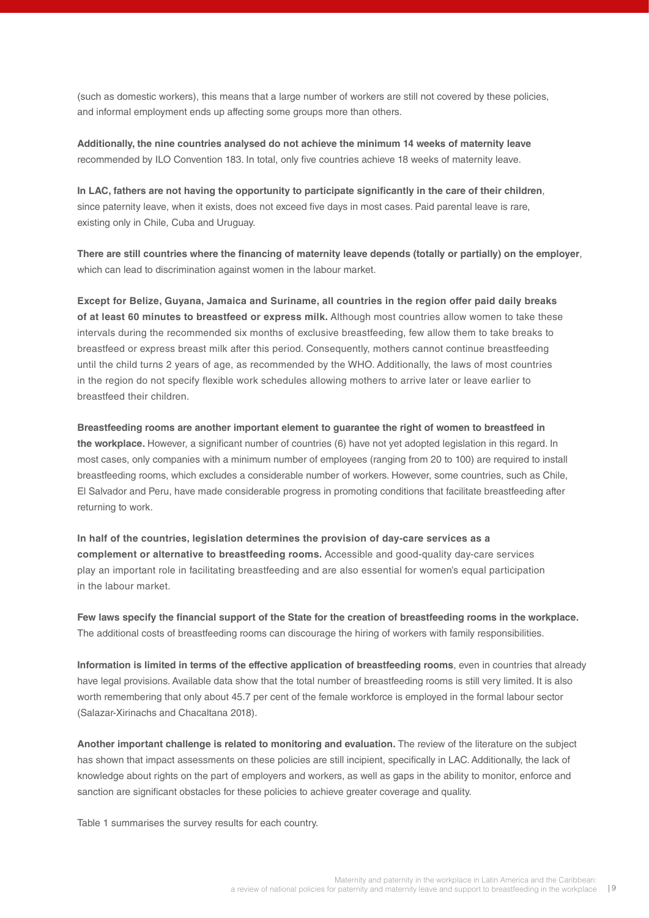(such as domestic workers), this means that a large number of workers are still not covered by these policies, and informal employment ends up affecting some groups more than others.

**Additionally, the nine countries analysed do not achieve the minimum 14 weeks of maternity leave** recommended by ILO Convention 183. In total, only five countries achieve 18 weeks of maternity leave.

**In LAC, fathers are not having the opportunity to participate significantly in the care of their children**, since paternity leave, when it exists, does not exceed five days in most cases. Paid parental leave is rare, existing only in Chile, Cuba and Uruguay.

**There are still countries where the financing of maternity leave depends (totally or partially) on the employer**, which can lead to discrimination against women in the labour market.

**Except for Belize, Guyana, Jamaica and Suriname, all countries in the region offer paid daily breaks of at least 60 minutes to breastfeed or express milk.** Although most countries allow women to take these intervals during the recommended six months of exclusive breastfeeding, few allow them to take breaks to breastfeed or express breast milk after this period. Consequently, mothers cannot continue breastfeeding until the child turns 2 years of age, as recommended by the WHO. Additionally, the laws of most countries in the region do not specify flexible work schedules allowing mothers to arrive later or leave earlier to breastfeed their children.

**Breastfeeding rooms are another important element to guarantee the right of women to breastfeed in the workplace.** However, a significant number of countries (6) have not yet adopted legislation in this regard. In most cases, only companies with a minimum number of employees (ranging from 20 to 100) are required to install breastfeeding rooms, which excludes a considerable number of workers. However, some countries, such as Chile, El Salvador and Peru, have made considerable progress in promoting conditions that facilitate breastfeeding after returning to work.

**In half of the countries, legislation determines the provision of day-care services as a complement or alternative to breastfeeding rooms.** Accessible and good-quality day-care services play an important role in facilitating breastfeeding and are also essential for women's equal participation in the labour market.

**Few laws specify the financial support of the State for the creation of breastfeeding rooms in the workplace.** The additional costs of breastfeeding rooms can discourage the hiring of workers with family responsibilities.

**Information is limited in terms of the effective application of breastfeeding rooms**, even in countries that already have legal provisions. Available data show that the total number of breastfeeding rooms is still very limited. It is also worth remembering that only about 45.7 per cent of the female workforce is employed in the formal labour sector (Salazar-Xirinachs and Chacaltana 2018).

**Another important challenge is related to monitoring and evaluation.** The review of the literature on the subject has shown that impact assessments on these policies are still incipient, specifically in LAC. Additionally, the lack of knowledge about rights on the part of employers and workers, as well as gaps in the ability to monitor, enforce and sanction are significant obstacles for these policies to achieve greater coverage and quality.

Table 1 summarises the survey results for each country.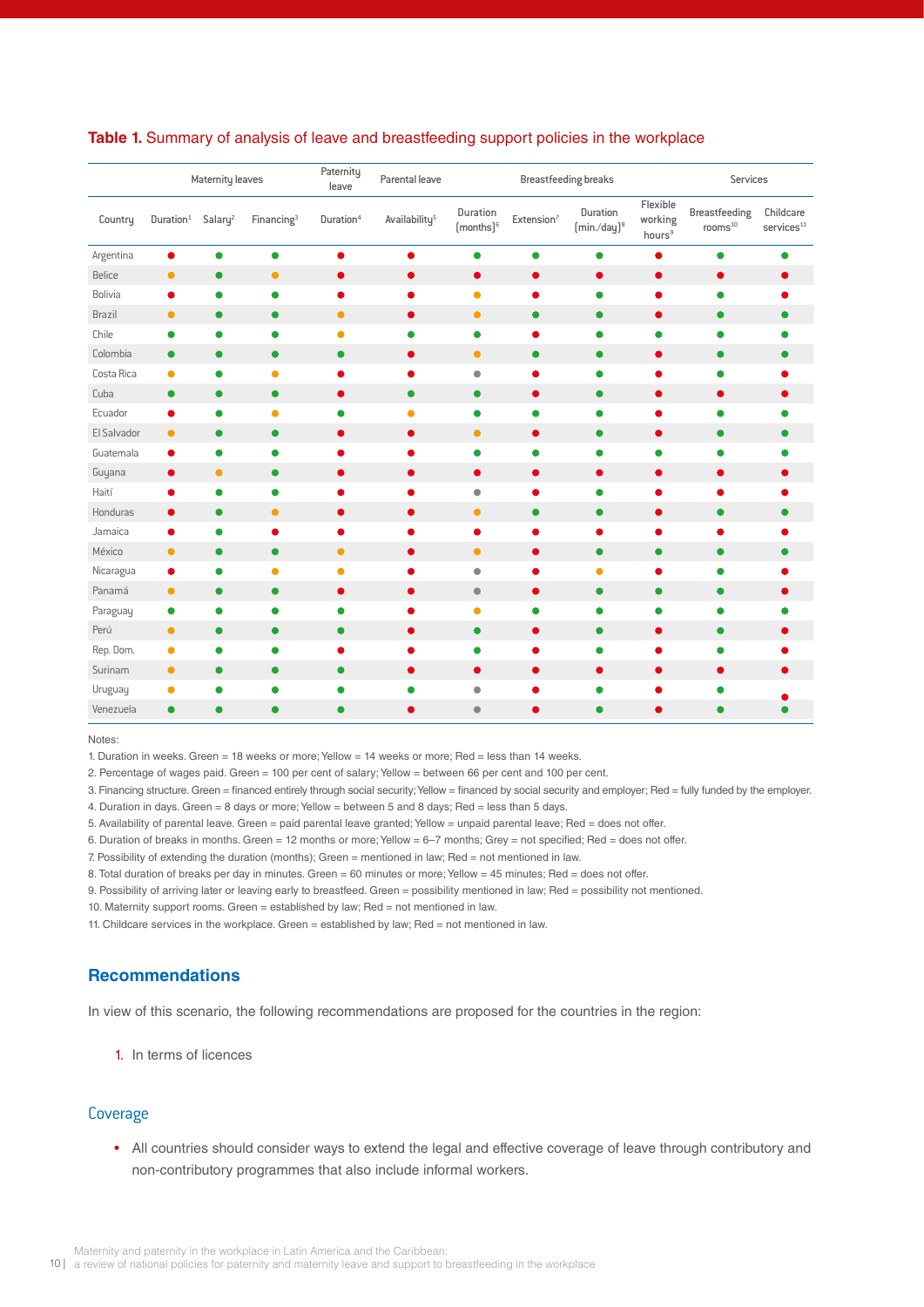**Table 1.** Summary of analysis of leave and breastfeeding support policies in the workplace

| | Maternity leaves | | | Paternity leave | Parental leave | Breastfeeding breaks | | | | Services | |
|---|---|---|---|---|---|---|---|---|---|---|---|
| Country | Duration[1] | Salary[2] | Financing[3] | Duration[4] | Availability[5] | Duration (months)[6] | Extension[7] | Duration (min./day)[8] | Flexible working hours[9] | Breastfeeding rooms[10] | Childcare services[11] |
| Argentina | Red | Green | Green | Red | Red | Green | Green | Green | Red | Green | Green |
| Belice | Yellow | Green | Yellow | Red | Red | Red | Red | Red | Red | Red | Red |
| Bolivia | Red | Green | Green | Red | Red | Yellow | Red | Green | Red | Green | Red |
| Brazil | Yellow | Green | Green | Yellow | Red | Yellow | Green | Green | Red | Green | Green |
| Chile | Green | Green | Green | Yellow | Green | Green | Red | Green | Green | Green | Green |
| Colombia | Green | Green | Green | Green | Red | Yellow | Green | Green | Red | Green | Green |
| Costa Rica | Yellow | Green | Yellow | Red | Red | Grey | Red | Green | Red | Green | Red |
| Cuba | Green | Green | Green | Red | Green | Green | Red | Green | Red | Red | Red |
| Ecuador | Red | Green | Yellow | Green | Yellow | Green | Green | Green | Red | Green | Green |
| El Salvador | Yellow | Green | Green | Red | Red | Yellow | Red | Green | Red | Green | Green |
| Guatemala | Red | Green | Green | Red | Red | Green | Green | Green | Green | Green | Green |
| Guyana | Red | Yellow | Green | Red | Red | Red | Red | Red | Red | Red | Red |
| Haití | Red | Green | Green | Red | Red | Grey | Red | Green | Red | Red | Red |
| Honduras | Red | Green | Yellow | Red | Red | Yellow | Green | Green | Red | Green | Green |
| Jamaica | Red | Green | Red | Red | Red | Red | Red | Red | Red | Red | Red |
| México | Yellow | Green | Green | Yellow | Red | Yellow | Red | Green | Green | Green | Green |
| Nicaragua | Red | Green | Yellow | Yellow | Red | Grey | Red | Yellow | Red | Green | Red |
| Panamá | Yellow | Green | Green | Red | Red | Grey | Red | Green | Green | Green | Red |
| Paraguay | Green | Green | Green | Green | Red | Yellow | Green | Green | Green | Green | Green |
| Perú | Yellow | Green | Green | Green | Red | Green | Red | Green | Red | Green | Red |
| Rep. Dom. | Yellow | Green | Green | Red | Red | Green | Red | Green | Red | Green | Red |
| Surinam | Yellow | Green | Green | Green | Red | Red | Red | Red | Red | Red | Red |
| Uruguay | Yellow | Green | Green | Green | Green | Grey | Red | Green | Red | Green | Red |
| Venezuela | Green | Green | Green | Green | Red | Grey | Red | Green | Red | Green | Green |

Notes:

1. Duration in weeks. Green = 18 weeks or more; Yellow = 14 weeks or more; Red = less than 14 weeks.
2. Percentage of wages paid. Green = 100 per cent of salary; Yellow = between 66 per cent and 100 per cent.
3. Financing structure. Green = financed entirely through social security; Yellow = financed by social security and employer; Red = fully funded by the employer.
4. Duration in days. Green = 8 days or more; Yellow = between 5 and 8 days; Red = less than 5 days.
5. Availability of parental leave. Green = paid parental leave granted; Yellow = unpaid parental leave; Red = does not offer.
6. Duration of breaks in months. Green = 12 months or more; Yellow = 6–7 months; Grey = not specified; Red = does not offer.
7. Possibility of extending the duration (months); Green = mentioned in law; Red = not mentioned in law.
8. Total duration of breaks per day in minutes. Green = 60 minutes or more; Yellow = 45 minutes; Red = does not offer.
9. Possibility of arriving later or leaving early to breastfeed. Green = possibility mentioned in law; Red = possibility not mentioned.
10. Maternity support rooms. Green = established by law; Red = not mentioned in law.
11. Childcare services in the workplace. Green = established by law; Red = not mentioned in law.

## Recommendations

In view of this scenario, the following recommendations are proposed for the countries in the region:

1. In terms of licences

### Coverage

- All countries should consider ways to extend the legal and effective coverage of leave through contributory and non-contributory programmes that also include informal workers.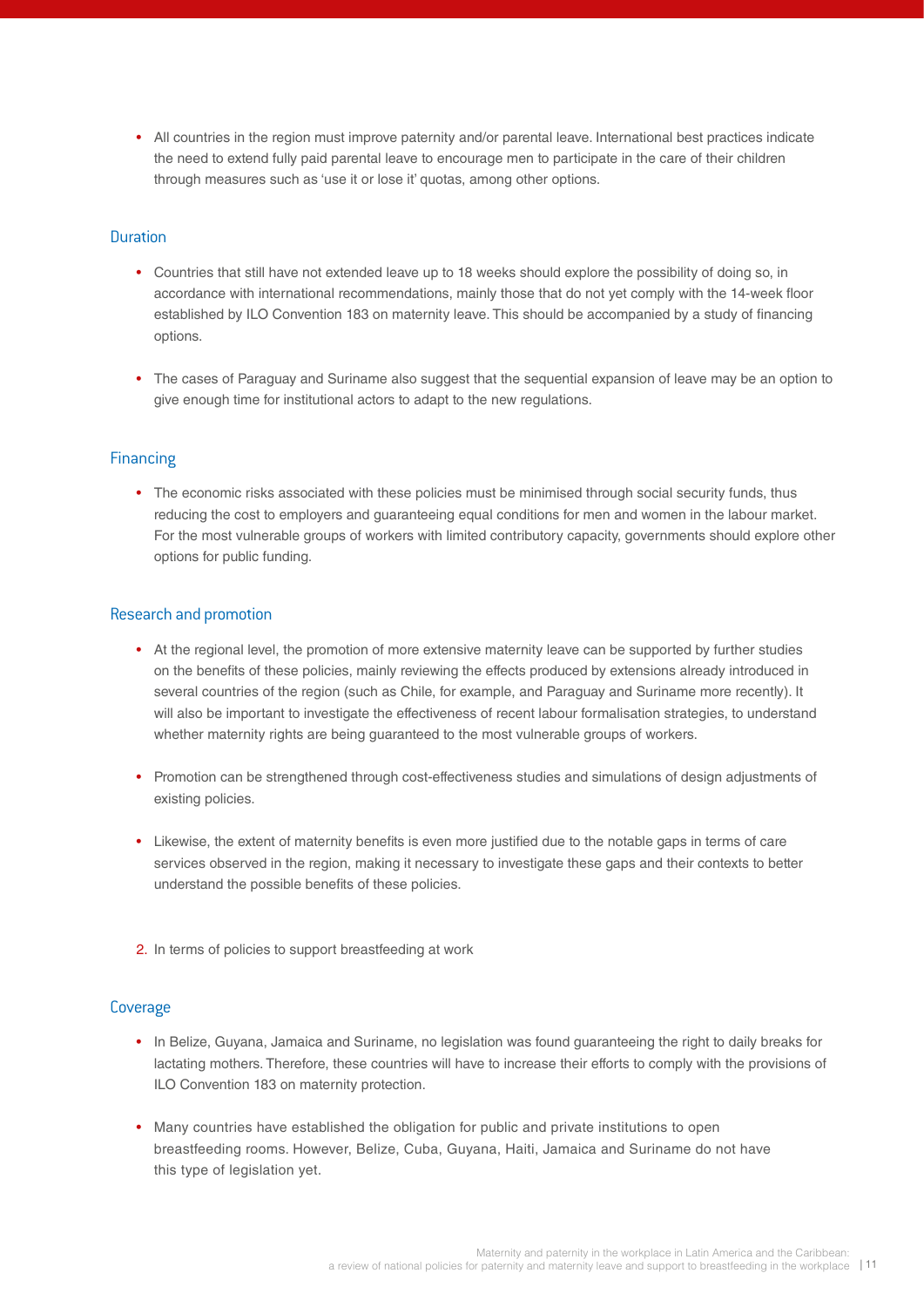- All countries in the region must improve paternity and/or parental leave. International best practices indicate the need to extend fully paid parental leave to encourage men to participate in the care of their children through measures such as 'use it or lose it' quotas, among other options.

### Duration

- Countries that still have not extended leave up to 18 weeks should explore the possibility of doing so, in accordance with international recommendations, mainly those that do not yet comply with the 14-week floor established by ILO Convention 183 on maternity leave. This should be accompanied by a study of financing options.

- The cases of Paraguay and Suriname also suggest that the sequential expansion of leave may be an option to give enough time for institutional actors to adapt to the new regulations.

### Financing

- The economic risks associated with these policies must be minimised through social security funds, thus reducing the cost to employers and guaranteeing equal conditions for men and women in the labour market. For the most vulnerable groups of workers with limited contributory capacity, governments should explore other options for public funding.

### Research and promotion

- At the regional level, the promotion of more extensive maternity leave can be supported by further studies on the benefits of these policies, mainly reviewing the effects produced by extensions already introduced in several countries of the region (such as Chile, for example, and Paraguay and Suriname more recently). It will also be important to investigate the effectiveness of recent labour formalisation strategies, to understand whether maternity rights are being guaranteed to the most vulnerable groups of workers.

- Promotion can be strengthened through cost-effectiveness studies and simulations of design adjustments of existing policies.

- Likewise, the extent of maternity benefits is even more justified due to the notable gaps in terms of care services observed in the region, making it necessary to investigate these gaps and their contexts to better understand the possible benefits of these policies.

2. In terms of policies to support breastfeeding at work

### Coverage

- In Belize, Guyana, Jamaica and Suriname, no legislation was found guaranteeing the right to daily breaks for lactating mothers. Therefore, these countries will have to increase their efforts to comply with the provisions of ILO Convention 183 on maternity protection.

- Many countries have established the obligation for public and private institutions to open breastfeeding rooms. However, Belize, Cuba, Guyana, Haiti, Jamaica and Suriname do not have this type of legislation yet.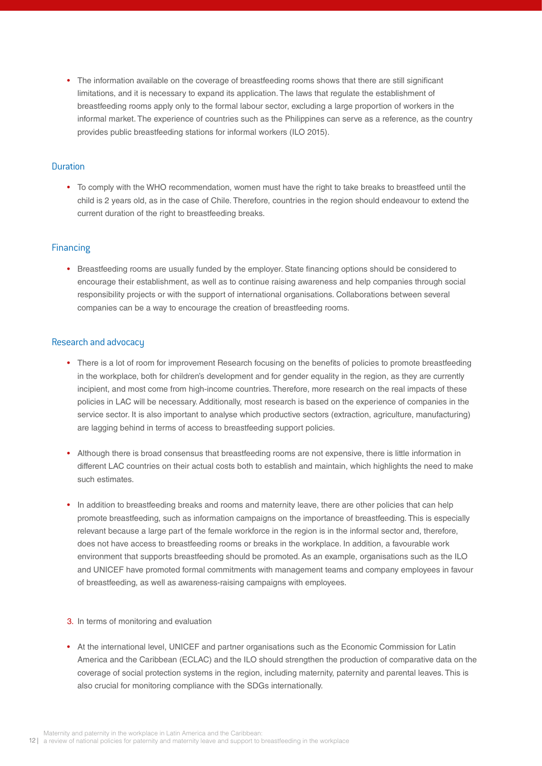- The information available on the coverage of breastfeeding rooms shows that there are still significant limitations, and it is necessary to expand its application. The laws that regulate the establishment of breastfeeding rooms apply only to the formal labour sector, excluding a large proportion of workers in the informal market. The experience of countries such as the Philippines can serve as a reference, as the country provides public breastfeeding stations for informal workers (ILO 2015).

### Duration

- To comply with the WHO recommendation, women must have the right to take breaks to breastfeed until the child is 2 years old, as in the case of Chile. Therefore, countries in the region should endeavour to extend the current duration of the right to breastfeeding breaks.

### Financing

- Breastfeeding rooms are usually funded by the employer. State financing options should be considered to encourage their establishment, as well as to continue raising awareness and help companies through social responsibility projects or with the support of international organisations. Collaborations between several companies can be a way to encourage the creation of breastfeeding rooms.

### Research and advocacy

- There is a lot of room for improvement Research focusing on the benefits of policies to promote breastfeeding in the workplace, both for children's development and for gender equality in the region, as they are currently incipient, and most come from high-income countries. Therefore, more research on the real impacts of these policies in LAC will be necessary. Additionally, most research is based on the experience of companies in the service sector. It is also important to analyse which productive sectors (extraction, agriculture, manufacturing) are lagging behind in terms of access to breastfeeding support policies.

- Although there is broad consensus that breastfeeding rooms are not expensive, there is little information in different LAC countries on their actual costs both to establish and maintain, which highlights the need to make such estimates.

- In addition to breastfeeding breaks and rooms and maternity leave, there are other policies that can help promote breastfeeding, such as information campaigns on the importance of breastfeeding. This is especially relevant because a large part of the female workforce in the region is in the informal sector and, therefore, does not have access to breastfeeding rooms or breaks in the workplace. In addition, a favourable work environment that supports breastfeeding should be promoted. As an example, organisations such as the ILO and UNICEF have promoted formal commitments with management teams and company employees in favour of breastfeeding, as well as awareness-raising campaigns with employees.

3. In terms of monitoring and evaluation

- At the international level, UNICEF and partner organisations such as the Economic Commission for Latin America and the Caribbean (ECLAC) and the ILO should strengthen the production of comparative data on the coverage of social protection systems in the region, including maternity, paternity and parental leaves. This is also crucial for monitoring compliance with the SDGs internationally.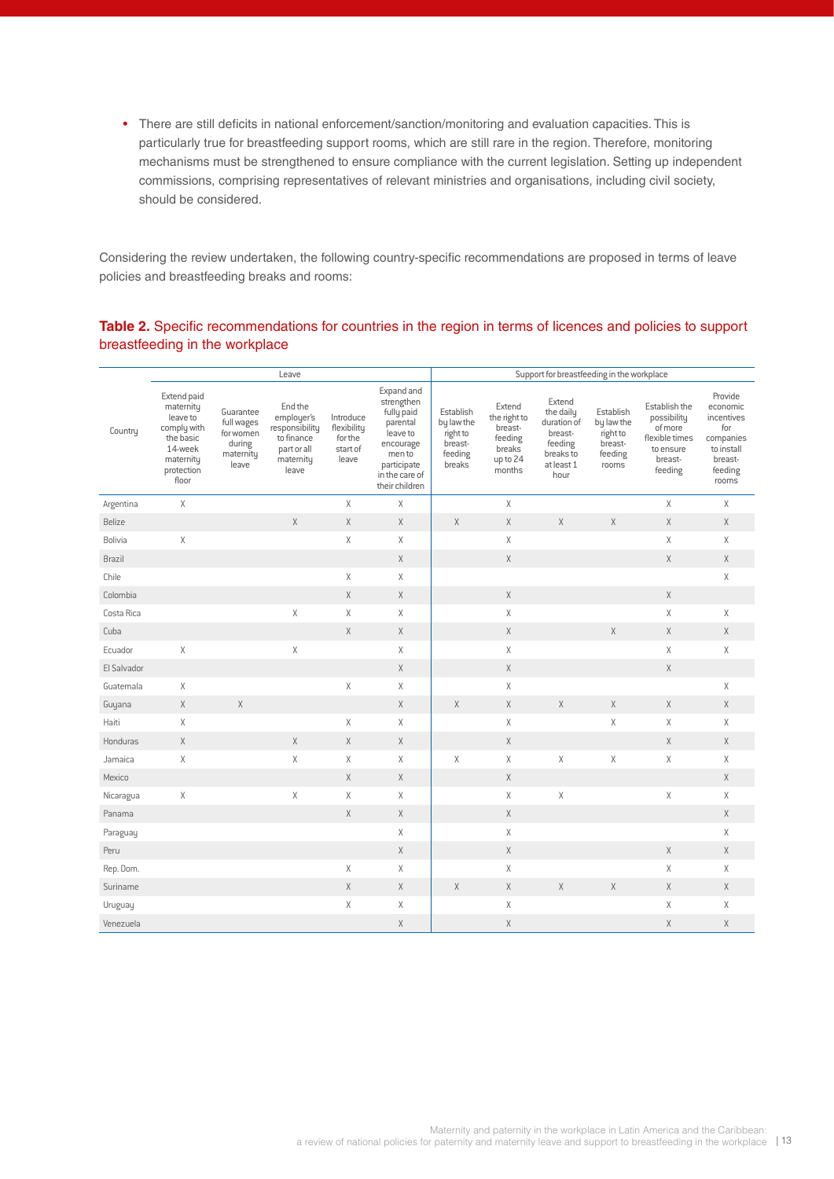- There are still deficits in national enforcement/sanction/monitoring and evaluation capacities. This is particularly true for breastfeeding support rooms, which are still rare in the region. Therefore, monitoring mechanisms must be strengthened to ensure compliance with the current legislation. Setting up independent commissions, comprising representatives of relevant ministries and organisations, including civil society, should be considered.

Considering the review undertaken, the following country-specific recommendations are proposed in terms of leave policies and breastfeeding breaks and rooms:

**Table 2.** Specific recommendations for countries in the region in terms of licences and policies to support breastfeeding in the workplace

| | Leave | | | | | Support for breastfeeding in the workplace | | | | | |
|---|---|---|---|---|---|---|---|---|---|---|---|
| Country | Extend paid maternity leave to comply with the basic 14-week maternity protection floor | Guarantee full wages for women during maternity leave | End the employer's responsibility to finance part or all maternity leave | Introduce flexibility for the start of leave | Expand and strengthen fully paid parental leave to encourage men to participate in the care of their children | Establish by law the right to breast-feeding breaks | Extend the right to breast-feeding breaks up to 24 months | Extend the daily duration of breast-feeding breaks to at least 1 hour | Establish by law the right to breast-feeding rooms | Establish the possibility of more flexible times to ensure breast-feeding | Provide economic incentives for companies to install breast-feeding rooms |
| Argentina | X | | | X | X | | X | | | X | X |
| Belize | | | X | X | X | X | X | X | X | X | X |
| Bolivia | X | | | X | X | | X | | | X | X |
| Brazil | | | | | X | | X | | | X | X |
| Chile | | | | X | X | | | | | | X |
| Colombia | | | | X | X | | X | | | X | |
| Costa Rica | | | X | X | X | | X | | | X | X |
| Cuba | | | | X | X | | X | | X | X | X |
| Ecuador | X | | X | | X | | X | | | X | X |
| El Salvador | | | | | X | | X | | | X | |
| Guatemala | X | | | X | X | | X | | | | X |
| Guyana | X | X | | | X | X | X | X | X | X | X |
| Haiti | X | | | X | X | | X | | X | X | X |
| Honduras | X | | X | X | X | | X | | | X | X |
| Jamaica | X | | X | X | X | X | X | X | X | X | X |
| Mexico | | | | X | X | | X | | | | X |
| Nicaragua | X | | X | X | X | | X | X | | X | X |
| Panama | | | | X | X | | X | | | | X |
| Paraguay | | | | | X | | X | | | | X |
| Peru | | | | | X | | X | | | X | X |
| Rep. Dom. | | | | X | X | | X | | | X | X |
| Suriname | | | | X | X | X | X | X | X | X | X |
| Uruguay | | | | X | X | | X | | | X | X |
| Venezuela | | | | | X | | X | | | X | X |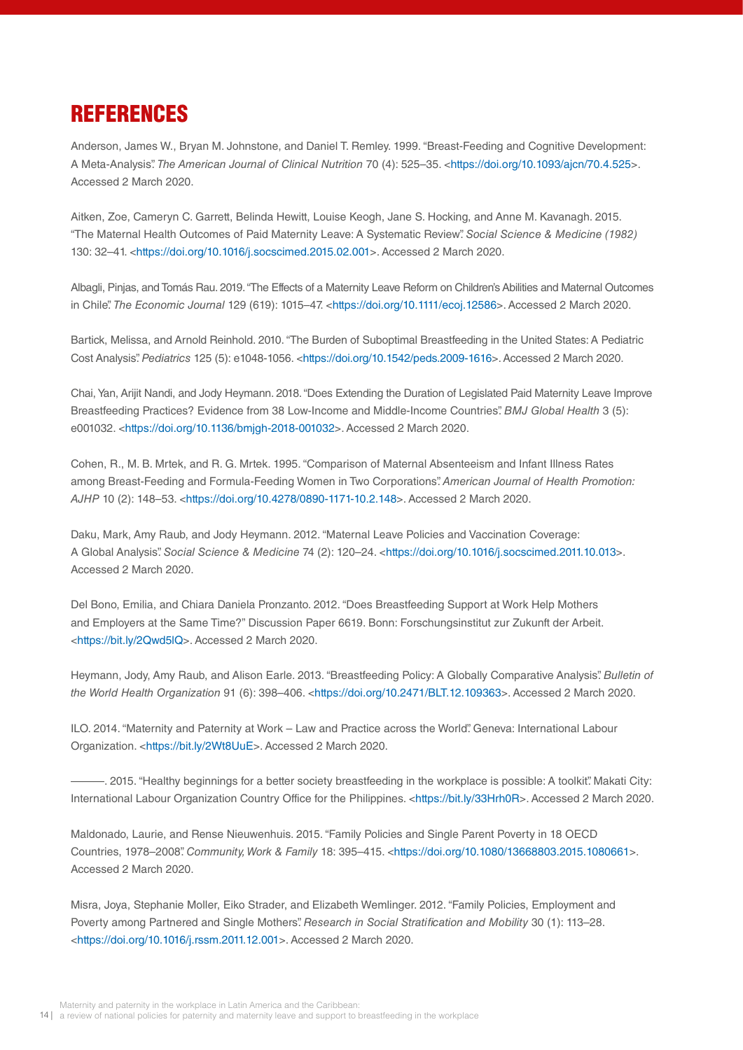# REFERENCES

Anderson, James W., Bryan M. Johnstone, and Daniel T. Remley. 1999. "Breast-Feeding and Cognitive Development: A Meta-Analysis". *The American Journal of Clinical Nutrition* 70 (4): 525–35. <https://doi.org/10.1093/ajcn/70.4.525>. Accessed 2 March 2020.

Aitken, Zoe, Cameryn C. Garrett, Belinda Hewitt, Louise Keogh, Jane S. Hocking, and Anne M. Kavanagh. 2015. "The Maternal Health Outcomes of Paid Maternity Leave: A Systematic Review". *Social Science & Medicine (1982)* 130: 32–41. <https://doi.org/10.1016/j.socscimed.2015.02.001>. Accessed 2 March 2020.

Albagli, Pinjas, and Tomás Rau. 2019. "The Effects of a Maternity Leave Reform on Children's Abilities and Maternal Outcomes in Chile". *The Economic Journal* 129 (619): 1015–47. <https://doi.org/10.1111/ecoj.12586>. Accessed 2 March 2020.

Bartick, Melissa, and Arnold Reinhold. 2010. "The Burden of Suboptimal Breastfeeding in the United States: A Pediatric Cost Analysis". *Pediatrics* 125 (5): e1048-1056. <https://doi.org/10.1542/peds.2009-1616>. Accessed 2 March 2020.

Chai, Yan, Arijit Nandi, and Jody Heymann. 2018. "Does Extending the Duration of Legislated Paid Maternity Leave Improve Breastfeeding Practices? Evidence from 38 Low-Income and Middle-Income Countries". *BMJ Global Health* 3 (5): e001032. <https://doi.org/10.1136/bmjgh-2018-001032>. Accessed 2 March 2020.

Cohen, R., M. B. Mrtek, and R. G. Mrtek. 1995. "Comparison of Maternal Absenteeism and Infant Illness Rates among Breast-Feeding and Formula-Feeding Women in Two Corporations". *American Journal of Health Promotion: AJHP* 10 (2): 148–53. <https://doi.org/10.4278/0890-1171-10.2.148>. Accessed 2 March 2020.

Daku, Mark, Amy Raub, and Jody Heymann. 2012. "Maternal Leave Policies and Vaccination Coverage: A Global Analysis". *Social Science & Medicine* 74 (2): 120–24. <https://doi.org/10.1016/j.socscimed.2011.10.013>. Accessed 2 March 2020.

Del Bono, Emilia, and Chiara Daniela Pronzanto. 2012. "Does Breastfeeding Support at Work Help Mothers and Employers at the Same Time?" Discussion Paper 6619. Bonn: Forschungsinstitut zur Zukunft der Arbeit. <https://bit.ly/2Qwd5lQ>. Accessed 2 March 2020.

Heymann, Jody, Amy Raub, and Alison Earle. 2013. "Breastfeeding Policy: A Globally Comparative Analysis". *Bulletin of the World Health Organization* 91 (6): 398–406. <https://doi.org/10.2471/BLT.12.109363>. Accessed 2 March 2020.

ILO. 2014. "Maternity and Paternity at Work – Law and Practice across the World". Geneva: International Labour Organization. <https://bit.ly/2Wt8UuE>. Accessed 2 March 2020.

———. 2015. "Healthy beginnings for a better society breastfeeding in the workplace is possible: A toolkit". Makati City: International Labour Organization Country Office for the Philippines. <https://bit.ly/33Hrh0R>. Accessed 2 March 2020.

Maldonado, Laurie, and Rense Nieuwenhuis. 2015. "Family Policies and Single Parent Poverty in 18 OECD Countries, 1978–2008". *Community, Work & Family* 18: 395–415. <https://doi.org/10.1080/13668803.2015.1080661>. Accessed 2 March 2020.

Misra, Joya, Stephanie Moller, Eiko Strader, and Elizabeth Wemlinger. 2012. "Family Policies, Employment and Poverty among Partnered and Single Mothers". *Research in Social Stratification and Mobility* 30 (1): 113–28. <https://doi.org/10.1016/j.rssm.2011.12.001>. Accessed 2 March 2020.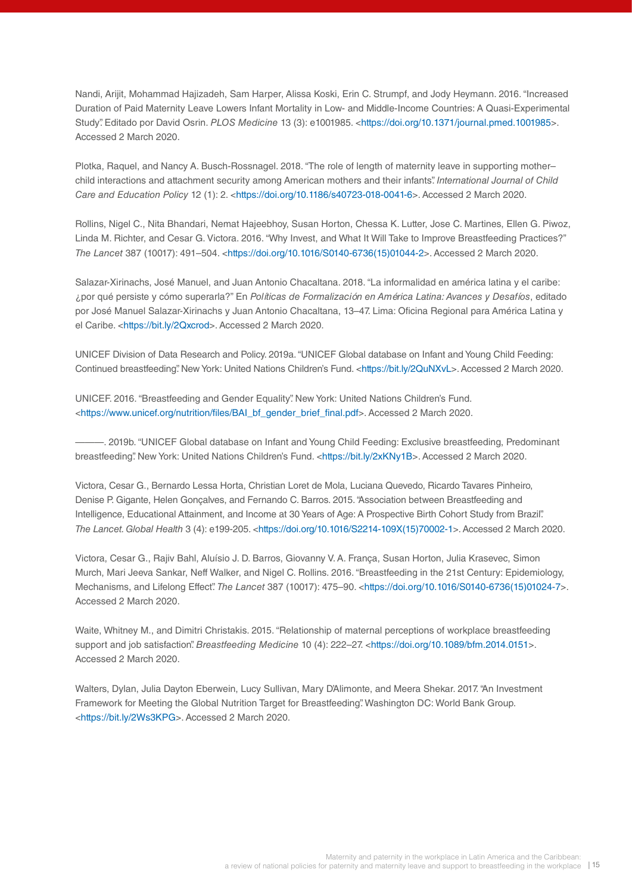Nandi, Arijit, Mohammad Hajizadeh, Sam Harper, Alissa Koski, Erin C. Strumpf, and Jody Heymann. 2016. "Increased Duration of Paid Maternity Leave Lowers Infant Mortality in Low- and Middle-Income Countries: A Quasi-Experimental Study". Editado por David Osrin. *PLOS Medicine* 13 (3): e1001985. <https://doi.org/10.1371/journal.pmed.1001985>. Accessed 2 March 2020.

Plotka, Raquel, and Nancy A. Busch-Rossnagel. 2018. "The role of length of maternity leave in supporting mother–child interactions and attachment security among American mothers and their infants". *International Journal of Child Care and Education Policy* 12 (1): 2. <https://doi.org/10.1186/s40723-018-0041-6>. Accessed 2 March 2020.

Rollins, Nigel C., Nita Bhandari, Nemat Hajeebhoy, Susan Horton, Chessa K. Lutter, Jose C. Martines, Ellen G. Piwoz, Linda M. Richter, and Cesar G. Victora. 2016. "Why Invest, and What It Will Take to Improve Breastfeeding Practices?" *The Lancet* 387 (10017): 491–504. <https://doi.org/10.1016/S0140-6736(15)01044-2>. Accessed 2 March 2020.

Salazar-Xirinachs, José Manuel, and Juan Antonio Chacaltana. 2018. "La informalidad en américa latina y el caribe: ¿por qué persiste y cómo superarla?" En *Políticas de Formalización en América Latina: Avances y Desafíos*, editado por José Manuel Salazar-Xirinachs y Juan Antonio Chacaltana, 13–47. Lima: Oficina Regional para América Latina y el Caribe. <https://bit.ly/2Qxcrod>. Accessed 2 March 2020.

UNICEF Division of Data Research and Policy. 2019a. "UNICEF Global database on Infant and Young Child Feeding: Continued breastfeeding". New York: United Nations Children's Fund. <https://bit.ly/2QuNXvL>. Accessed 2 March 2020.

UNICEF. 2016. "Breastfeeding and Gender Equality". New York: United Nations Children's Fund. <https://www.unicef.org/nutrition/files/BAI_bf_gender_brief_final.pdf>. Accessed 2 March 2020.

———. 2019b. "UNICEF Global database on Infant and Young Child Feeding: Exclusive breastfeeding, Predominant breastfeeding". New York: United Nations Children's Fund. <https://bit.ly/2xKNy1B>. Accessed 2 March 2020.

Victora, Cesar G., Bernardo Lessa Horta, Christian Loret de Mola, Luciana Quevedo, Ricardo Tavares Pinheiro, Denise P. Gigante, Helen Gonçalves, and Fernando C. Barros. 2015. "Association between Breastfeeding and Intelligence, Educational Attainment, and Income at 30 Years of Age: A Prospective Birth Cohort Study from Brazil". *The Lancet. Global Health* 3 (4): e199-205. <https://doi.org/10.1016/S2214-109X(15)70002-1>. Accessed 2 March 2020.

Victora, Cesar G., Rajiv Bahl, Aluísio J. D. Barros, Giovanny V. A. França, Susan Horton, Julia Krasevec, Simon Murch, Mari Jeeva Sankar, Neff Walker, and Nigel C. Rollins. 2016. "Breastfeeding in the 21st Century: Epidemiology, Mechanisms, and Lifelong Effect". *The Lancet* 387 (10017): 475–90. <https://doi.org/10.1016/S0140-6736(15)01024-7>. Accessed 2 March 2020.

Waite, Whitney M., and Dimitri Christakis. 2015. "Relationship of maternal perceptions of workplace breastfeeding support and job satisfaction". *Breastfeeding Medicine* 10 (4): 222–27. <https://doi.org/10.1089/bfm.2014.0151>. Accessed 2 March 2020.

Walters, Dylan, Julia Dayton Eberwein, Lucy Sullivan, Mary D'Alimonte, and Meera Shekar. 2017. "An Investment Framework for Meeting the Global Nutrition Target for Breastfeeding". Washington DC: World Bank Group. <https://bit.ly/2Ws3KPG>. Accessed 2 March 2020.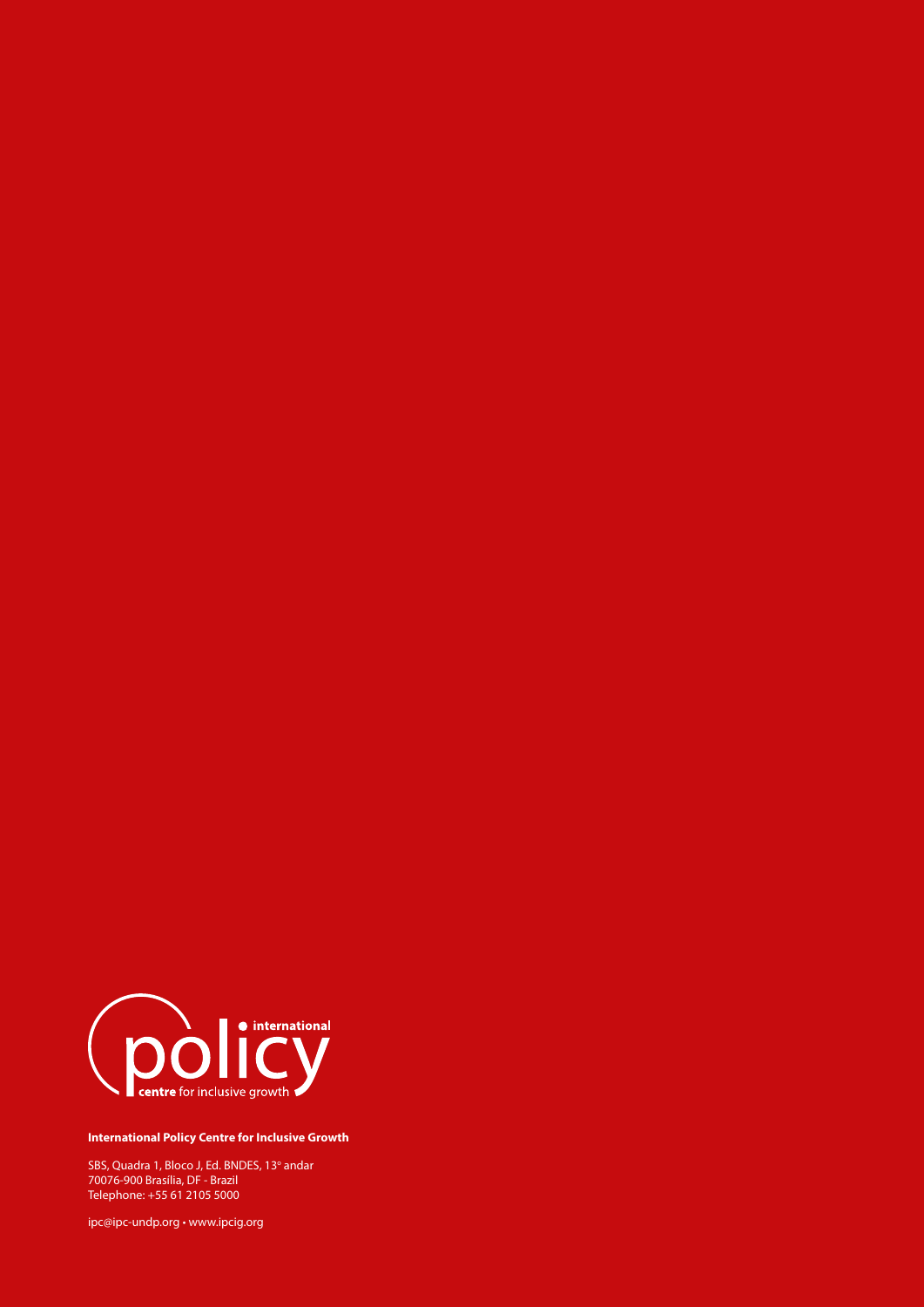international policy centre for inclusive growth

**International Policy Centre for Inclusive Growth**

SBS, Quadra 1, Bloco J, Ed. BNDES, 13º andar
70076-900 Brasília, DF - Brazil
Telephone: +55 61 2105 5000

ipc@ipc-undp.org • www.ipcig.org